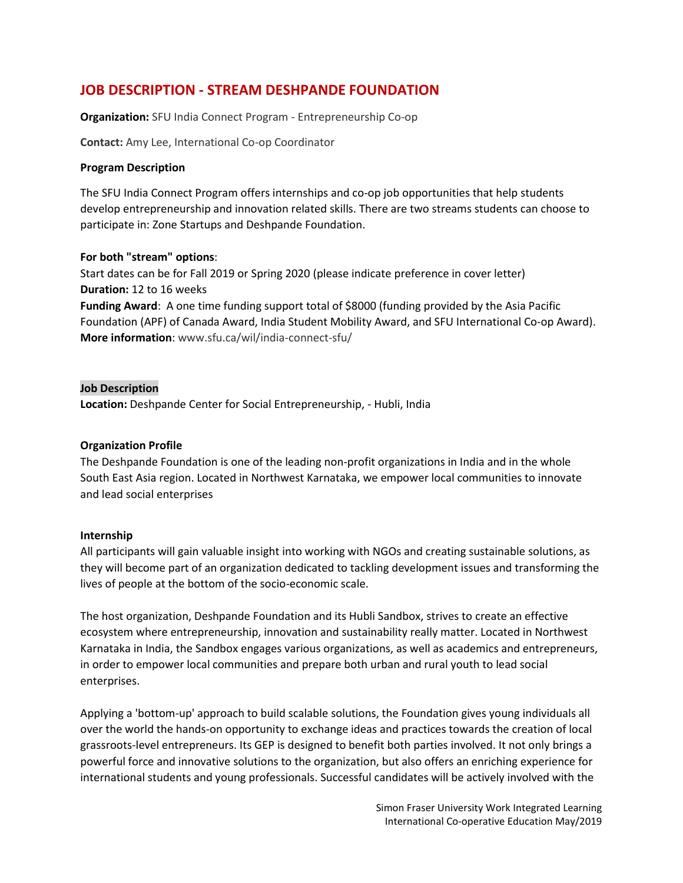# JOB DESCRIPTION - STREAM DESHPANDE FOUNDATION

**Organization:** SFU India Connect Program - Entrepreneurship Co-op

**Contact:** Amy Lee, International Co-op Coordinator

**Program Description**

The SFU India Connect Program offers internships and co-op job opportunities that help students develop entrepreneurship and innovation related skills. There are two streams students can choose to participate in: Zone Startups and Deshpande Foundation.

**For both "stream" options**:
Start dates can be for Fall 2019 or Spring 2020 (please indicate preference in cover letter)
**Duration:** 12 to 16 weeks
**Funding Award**: A one time funding support total of $8000 (funding provided by the Asia Pacific Foundation (APF) of Canada Award, India Student Mobility Award, and SFU International Co-op Award).
**More information**: www.sfu.ca/wil/india-connect-sfu/

**Job Description**
**Location:** Deshpande Center for Social Entrepreneurship, - Hubli, India

**Organization Profile**
The Deshpande Foundation is one of the leading non-profit organizations in India and in the whole South East Asia region. Located in Northwest Karnataka, we empower local communities to innovate and lead social enterprises

**Internship**
All participants will gain valuable insight into working with NGOs and creating sustainable solutions, as they will become part of an organization dedicated to tackling development issues and transforming the lives of people at the bottom of the socio-economic scale.

The host organization, Deshpande Foundation and its Hubli Sandbox, strives to create an effective ecosystem where entrepreneurship, innovation and sustainability really matter. Located in Northwest Karnataka in India, the Sandbox engages various organizations, as well as academics and entrepreneurs, in order to empower local communities and prepare both urban and rural youth to lead social enterprises.

Applying a 'bottom-up' approach to build scalable solutions, the Foundation gives young individuals all over the world the hands-on opportunity to exchange ideas and practices towards the creation of local grassroots-level entrepreneurs. Its GEP is designed to benefit both parties involved. It not only brings a powerful force and innovative solutions to the organization, but also offers an enriching experience for international students and young professionals. Successful candidates will be actively involved with the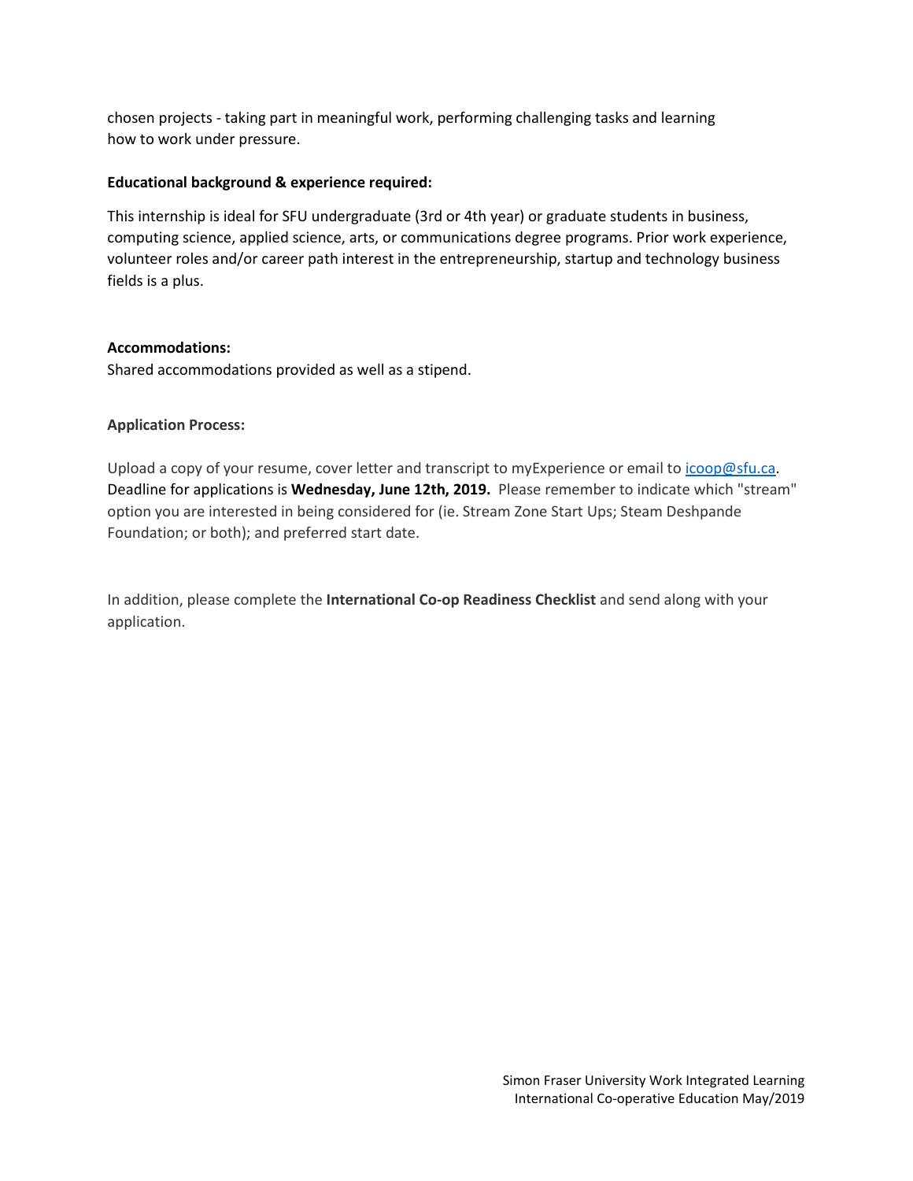chosen projects - taking part in meaningful work, performing challenging tasks and learning how to work under pressure.

**Educational background & experience required:**

This internship is ideal for SFU undergraduate (3rd or 4th year) or graduate students in business, computing science, applied science, arts, or communications degree programs. Prior work experience, volunteer roles and/or career path interest in the entrepreneurship, startup and technology business fields is a plus.

**Accommodations:**

Shared accommodations provided as well as a stipend.

**Application Process:**

Upload a copy of your resume, cover letter and transcript to myExperience or email to icoop@sfu.ca. Deadline for applications is **Wednesday, June 12th, 2019.** Please remember to indicate which "stream" option you are interested in being considered for (ie. Stream Zone Start Ups; Steam Deshpande Foundation; or both); and preferred start date.

In addition, please complete the **International Co-op Readiness Checklist** and send along with your application.

Simon Fraser University Work Integrated Learning
International Co-operative Education May/2019